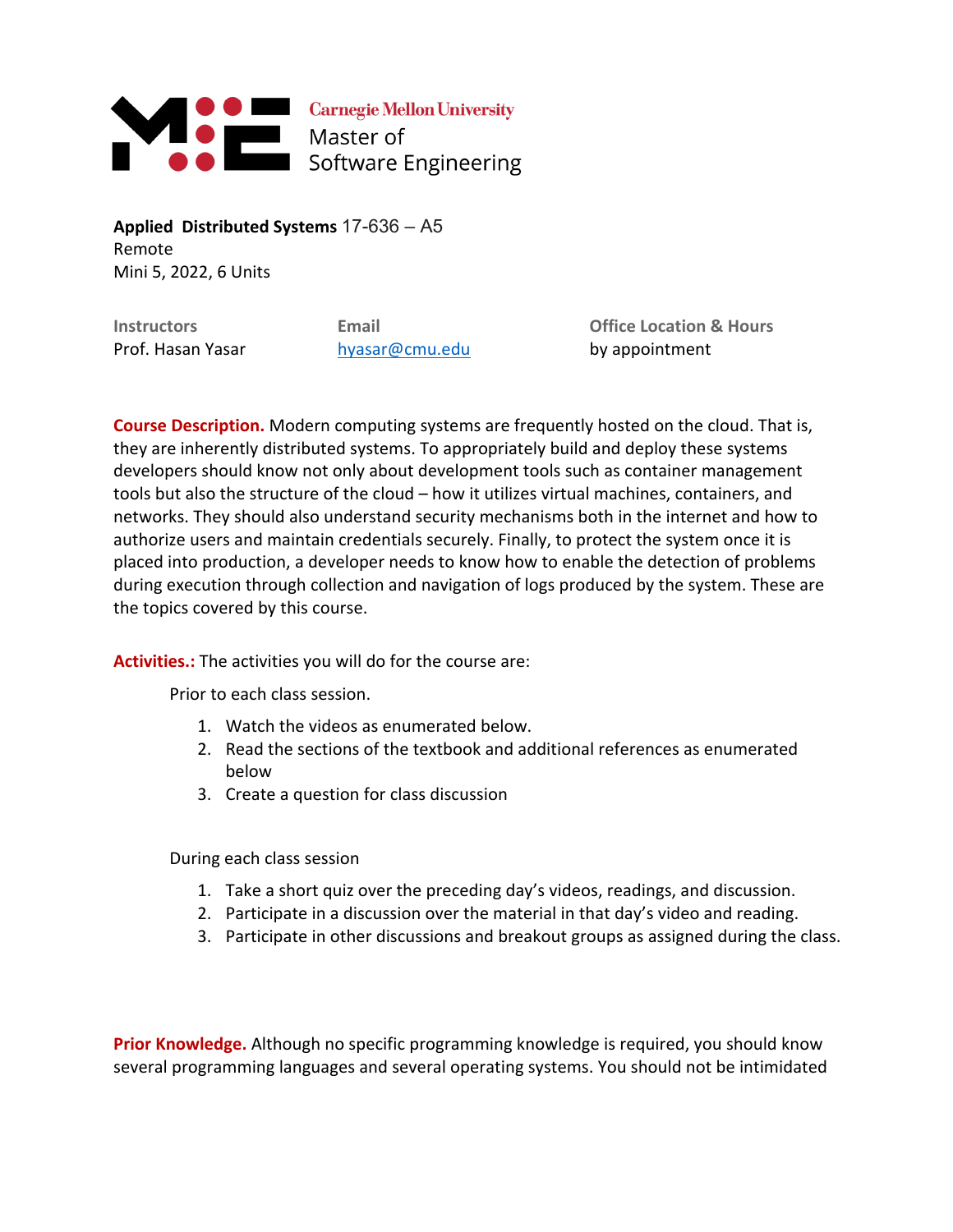Carnegie Mellon University
Master of
Software Engineering

**Applied Distributed Systems** 17-636 – A5
Remote
Mini 5, 2022, 6 Units

| Instructors | Email | Office Location & Hours |
|---|---|---|
| Prof. Hasan Yasar | hyasar@cmu.edu | by appointment |

**Course Description.** Modern computing systems are frequently hosted on the cloud. That is, they are inherently distributed systems. To appropriately build and deploy these systems developers should know not only about development tools such as container management tools but also the structure of the cloud – how it utilizes virtual machines, containers, and networks. They should also understand security mechanisms both in the internet and how to authorize users and maintain credentials securely. Finally, to protect the system once it is placed into production, a developer needs to know how to enable the detection of problems during execution through collection and navigation of logs produced by the system. These are the topics covered by this course.

**Activities.:** The activities you will do for the course are:

Prior to each class session.

1. Watch the videos as enumerated below.
2. Read the sections of the textbook and additional references as enumerated below
3. Create a question for class discussion

During each class session

1. Take a short quiz over the preceding day's videos, readings, and discussion.
2. Participate in a discussion over the material in that day's video and reading.
3. Participate in other discussions and breakout groups as assigned during the class.

**Prior Knowledge.** Although no specific programming knowledge is required, you should know several programming languages and several operating systems. You should not be intimidated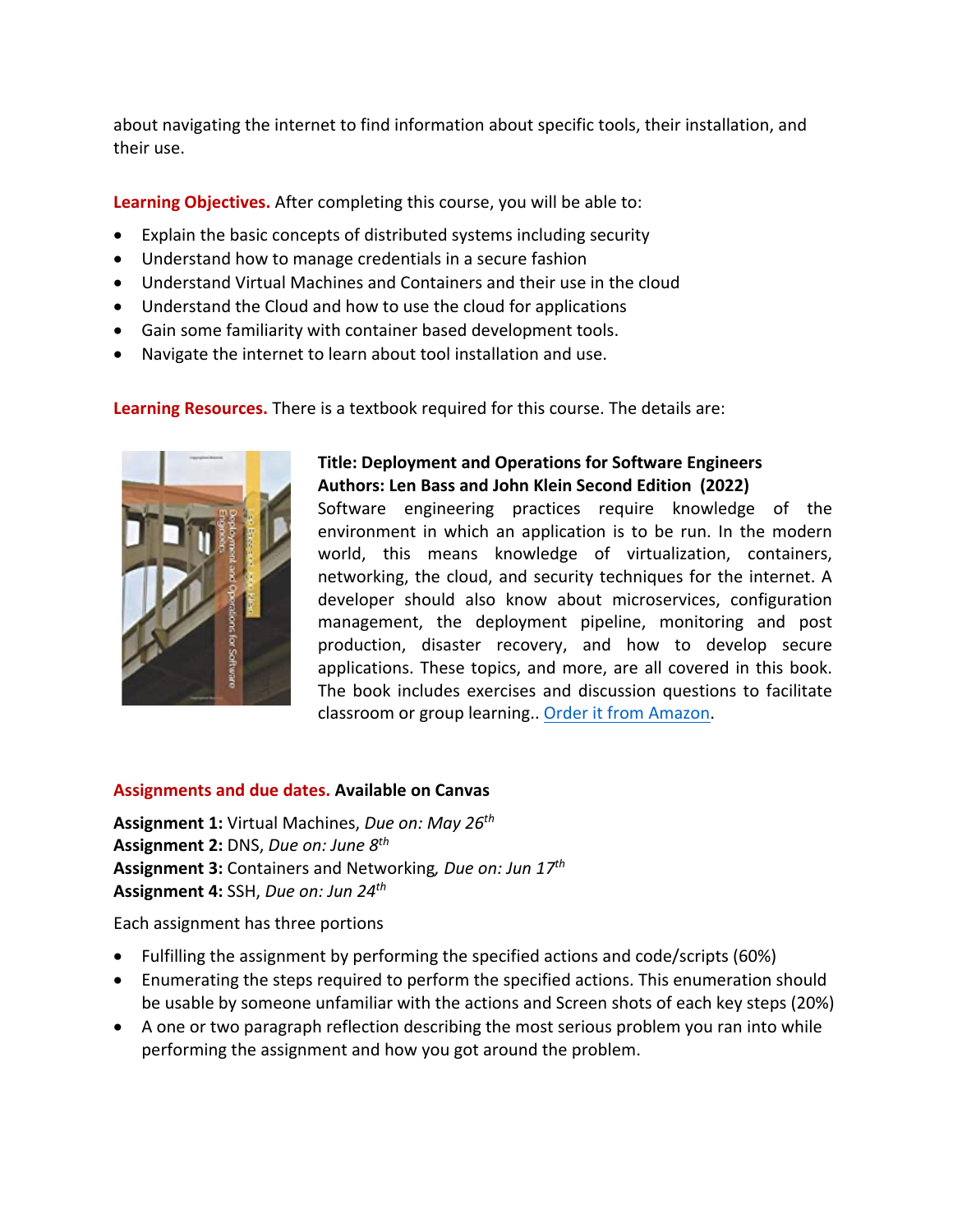about navigating the internet to find information about specific tools, their installation, and their use.

**Learning Objectives.** After completing this course, you will be able to:

- Explain the basic concepts of distributed systems including security
- Understand how to manage credentials in a secure fashion
- Understand Virtual Machines and Containers and their use in the cloud
- Understand the Cloud and how to use the cloud for applications
- Gain some familiarity with container based development tools.
- Navigate the internet to learn about tool installation and use.

**Learning Resources.** There is a textbook required for this course. The details are:

**Title: Deployment and Operations for Software Engineers**
**Authors: Len Bass and John Klein Second Edition (2022)**
Software engineering practices require knowledge of the environment in which an application is to be run. In the modern world, this means knowledge of virtualization, containers, networking, the cloud, and security techniques for the internet. A developer should also know about microservices, configuration management, the deployment pipeline, monitoring and post production, disaster recovery, and how to develop secure applications. These topics, and more, are all covered in this book. The book includes exercises and discussion questions to facilitate classroom or group learning.. [Order it from Amazon](#).

**Assignments and due dates. Available on Canvas**

**Assignment 1:** Virtual Machines, *Due on: May 26th*
**Assignment 2:** DNS, *Due on: June 8th*
**Assignment 3:** Containers and Networking*, Due on: Jun 17th*
**Assignment 4:** SSH, *Due on: Jun 24th*

Each assignment has three portions

- Fulfilling the assignment by performing the specified actions and code/scripts (60%)
- Enumerating the steps required to perform the specified actions. This enumeration should be usable by someone unfamiliar with the actions and Screen shots of each key steps (20%)
- A one or two paragraph reflection describing the most serious problem you ran into while performing the assignment and how you got around the problem.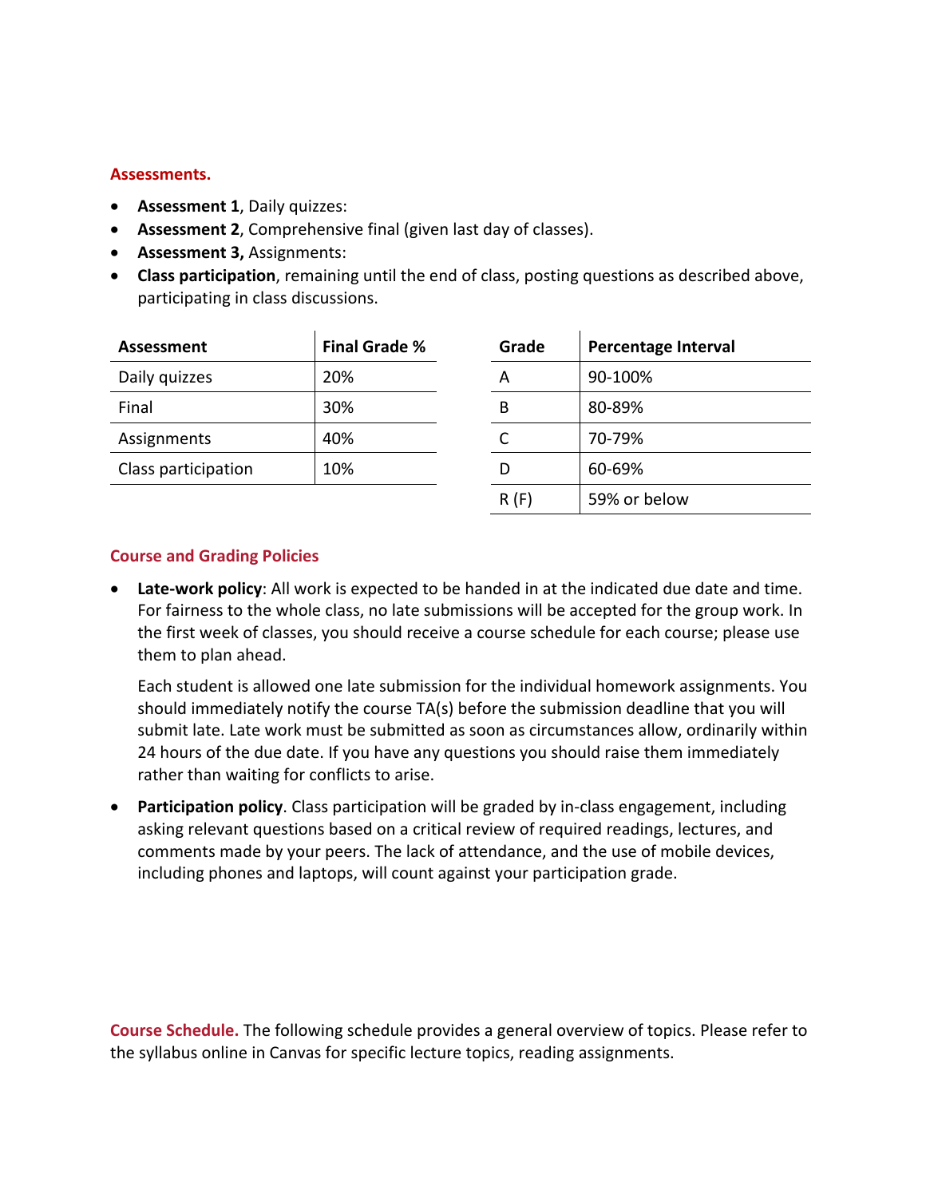## Assessments.

- **Assessment 1**, Daily quizzes:
- **Assessment 2**, Comprehensive final (given last day of classes).
- **Assessment 3,** Assignments:
- **Class participation**, remaining until the end of class, posting questions as described above, participating in class discussions.

| Assessment | Final Grade % |
|---|---|
| Daily quizzes | 20% |
| Final | 30% |
| Assignments | 40% |
| Class participation | 10% |

| Grade | Percentage Interval |
|---|---|
| A | 90-100% |
| B | 80-89% |
| C | 70-79% |
| D | 60-69% |
| R (F) | 59% or below |

## Course and Grading Policies

- **Late-work policy**: All work is expected to be handed in at the indicated due date and time. For fairness to the whole class, no late submissions will be accepted for the group work. In the first week of classes, you should receive a course schedule for each course; please use them to plan ahead.

  Each student is allowed one late submission for the individual homework assignments. You should immediately notify the course TA(s) before the submission deadline that you will submit late. Late work must be submitted as soon as circumstances allow, ordinarily within 24 hours of the due date. If you have any questions you should raise them immediately rather than waiting for conflicts to arise.

- **Participation policy**. Class participation will be graded by in-class engagement, including asking relevant questions based on a critical review of required readings, lectures, and comments made by your peers. The lack of attendance, and the use of mobile devices, including phones and laptops, will count against your participation grade.

**Course Schedule.** The following schedule provides a general overview of topics. Please refer to the syllabus online in Canvas for specific lecture topics, reading assignments.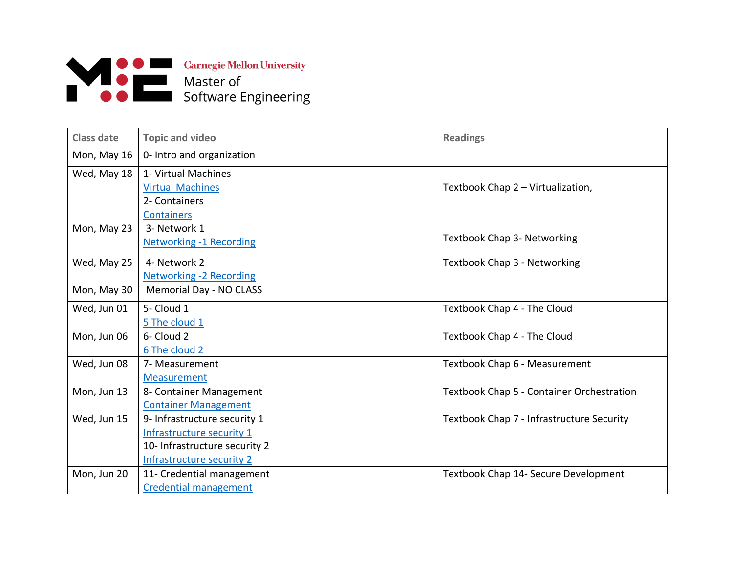Carnegie Mellon University
Master of
Software Engineering

| Class date | Topic and video | Readings |
|---|---|---|
| Mon, May 16 | 0- Intro and organization | |
| Wed, May 18 | 1- Virtual Machines<br>Virtual Machines<br>2- Containers<br>Containers | Textbook Chap 2 – Virtualization, |
| Mon, May 23 | 3- Network 1<br>Networking -1 Recording | Textbook Chap 3- Networking |
| Wed, May 25 | 4- Network 2<br>Networking -2 Recording | Textbook Chap 3 - Networking |
| Mon, May 30 | Memorial Day - NO CLASS | |
| Wed, Jun 01 | 5- Cloud 1<br>5 The cloud 1 | Textbook Chap 4 - The Cloud |
| Mon, Jun 06 | 6- Cloud 2<br>6 The cloud 2 | Textbook Chap 4 - The Cloud |
| Wed, Jun 08 | 7- Measurement<br>Measurement | Textbook Chap 6 - Measurement |
| Mon, Jun 13 | 8- Container Management<br>Container Management | Textbook Chap 5 - Container Orchestration |
| Wed, Jun 15 | 9- Infrastructure security 1<br>Infrastructure security 1<br>10- Infrastructure security 2<br>Infrastructure security 2 | Textbook Chap 7 - Infrastructure Security |
| Mon, Jun 20 | 11- Credential management<br>Credential management | Textbook Chap 14- Secure Development |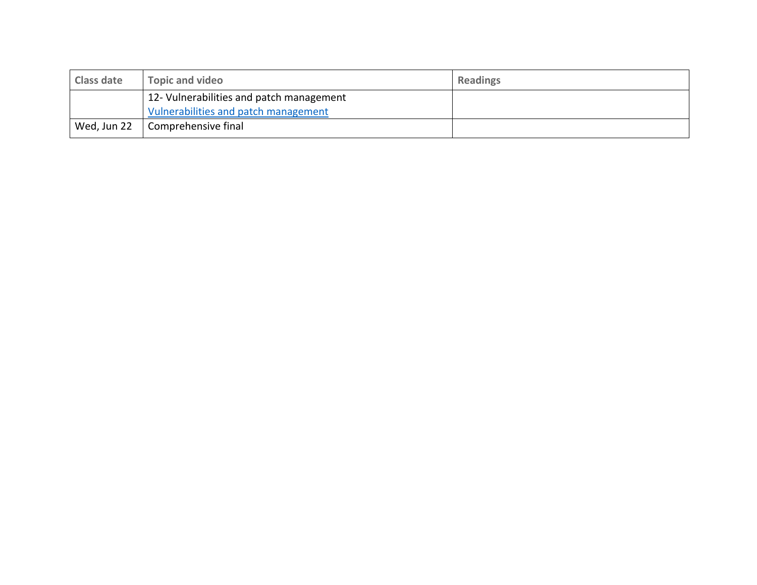| Class date | Topic and video | Readings |
| --- | --- | --- |
| | 12- Vulnerabilities and patch management<br>Vulnerabilities and patch management | |
| Wed, Jun 22 | Comprehensive final | |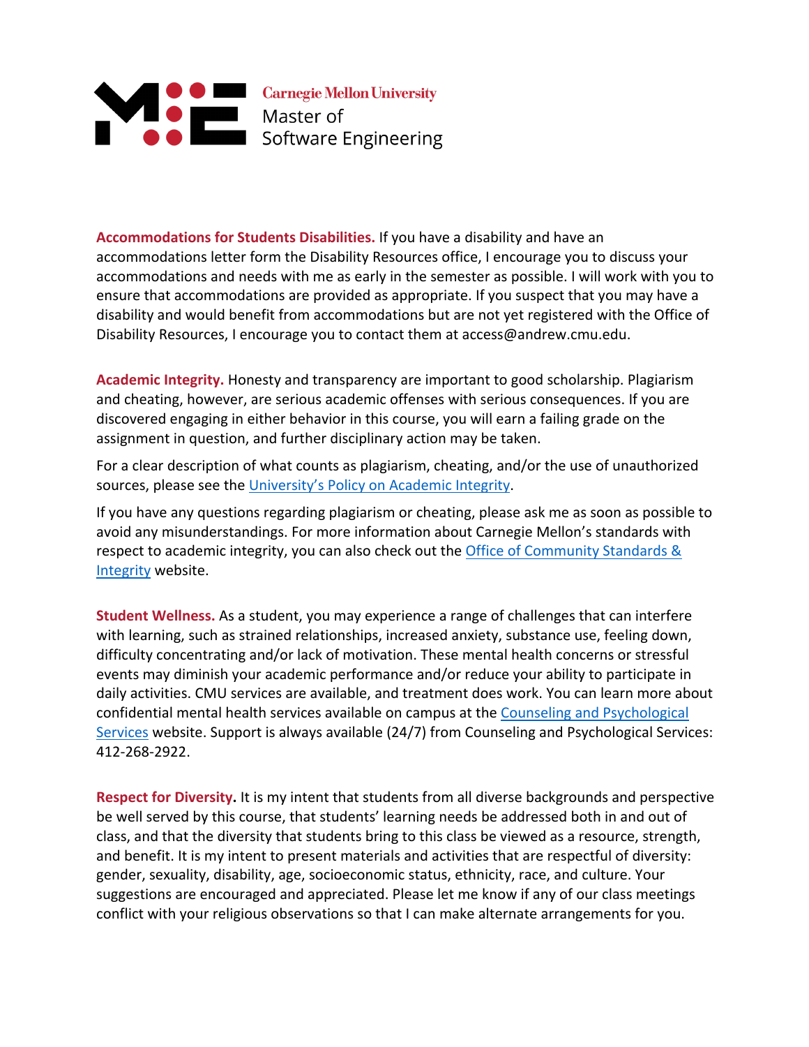Carnegie Mellon University
Master of
Software Engineering

**Accommodations for Students Disabilities.** If you have a disability and have an accommodations letter form the Disability Resources office, I encourage you to discuss your accommodations and needs with me as early in the semester as possible. I will work with you to ensure that accommodations are provided as appropriate. If you suspect that you may have a disability and would benefit from accommodations but are not yet registered with the Office of Disability Resources, I encourage you to contact them at access@andrew.cmu.edu.

**Academic Integrity.** Honesty and transparency are important to good scholarship. Plagiarism and cheating, however, are serious academic offenses with serious consequences. If you are discovered engaging in either behavior in this course, you will earn a failing grade on the assignment in question, and further disciplinary action may be taken.

For a clear description of what counts as plagiarism, cheating, and/or the use of unauthorized sources, please see the University's Policy on Academic Integrity.

If you have any questions regarding plagiarism or cheating, please ask me as soon as possible to avoid any misunderstandings. For more information about Carnegie Mellon's standards with respect to academic integrity, you can also check out the Office of Community Standards & Integrity website.

**Student Wellness.** As a student, you may experience a range of challenges that can interfere with learning, such as strained relationships, increased anxiety, substance use, feeling down, difficulty concentrating and/or lack of motivation. These mental health concerns or stressful events may diminish your academic performance and/or reduce your ability to participate in daily activities. CMU services are available, and treatment does work. You can learn more about confidential mental health services available on campus at the Counseling and Psychological Services website. Support is always available (24/7) from Counseling and Psychological Services: 412-268-2922.

**Respect for Diversity.** It is my intent that students from all diverse backgrounds and perspective be well served by this course, that students' learning needs be addressed both in and out of class, and that the diversity that students bring to this class be viewed as a resource, strength, and benefit. It is my intent to present materials and activities that are respectful of diversity: gender, sexuality, disability, age, socioeconomic status, ethnicity, race, and culture. Your suggestions are encouraged and appreciated. Please let me know if any of our class meetings conflict with your religious observations so that I can make alternate arrangements for you.